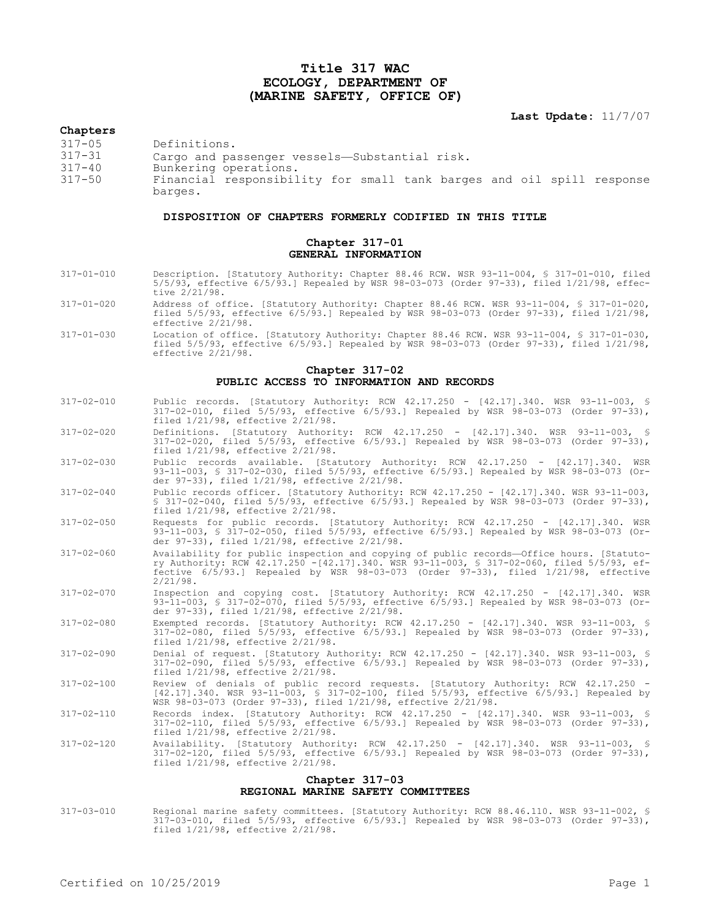# Title 317 WAC
# ECOLOGY, DEPARTMENT OF
# (MARINE SAFETY, OFFICE OF)

**Last Update:** 11/7/07

**Chapters**

| | |
|---|---|
| 317-05 | Definitions. |
| 317-31 | Cargo and passenger vessels—Substantial risk. |
| 317-40 | Bunkering operations. |
| 317-50 | Financial responsibility for small tank barges and oil spill response barges. |

## DISPOSITION OF CHAPTERS FORMERLY CODIFIED IN THIS TITLE

### Chapter 317-01
### GENERAL INFORMATION

| | |
|---|---|
| 317-01-010 | Description. [Statutory Authority: Chapter 88.46 RCW. WSR 93-11-004, § 317-01-010, filed 5/5/93, effective 6/5/93.] Repealed by WSR 98-03-073 (Order 97-33), filed 1/21/98, effective 2/21/98. |
| 317-01-020 | Address of office. [Statutory Authority: Chapter 88.46 RCW. WSR 93-11-004, § 317-01-020, filed 5/5/93, effective 6/5/93.] Repealed by WSR 98-03-073 (Order 97-33), filed 1/21/98, effective 2/21/98. |
| 317-01-030 | Location of office. [Statutory Authority: Chapter 88.46 RCW. WSR 93-11-004, § 317-01-030, filed 5/5/93, effective 6/5/93.] Repealed by WSR 98-03-073 (Order 97-33), filed 1/21/98, effective 2/21/98. |

### Chapter 317-02
### PUBLIC ACCESS TO INFORMATION AND RECORDS

| | |
|---|---|
| 317-02-010 | Public records. [Statutory Authority: RCW 42.17.250 - [42.17].340. WSR 93-11-003, § 317-02-010, filed 5/5/93, effective 6/5/93.] Repealed by WSR 98-03-073 (Order 97-33), filed 1/21/98, effective 2/21/98. |
| 317-02-020 | Definitions. [Statutory Authority: RCW 42.17.250 - [42.17].340. WSR 93-11-003, § 317-02-020, filed 5/5/93, effective 6/5/93.] Repealed by WSR 98-03-073 (Order 97-33), filed 1/21/98, effective 2/21/98. |
| 317-02-030 | Public records available. [Statutory Authority: RCW 42.17.250 - [42.17].340. WSR 93-11-003, § 317-02-030, filed 5/5/93, effective 6/5/93.] Repealed by WSR 98-03-073 (Order 97-33), filed 1/21/98, effective 2/21/98. |
| 317-02-040 | Public records officer. [Statutory Authority: RCW 42.17.250 - [42.17].340. WSR 93-11-003, § 317-02-040, filed 5/5/93, effective 6/5/93.] Repealed by WSR 98-03-073 (Order 97-33), filed 1/21/98, effective 2/21/98. |
| 317-02-050 | Requests for public records. [Statutory Authority: RCW 42.17.250 - [42.17].340. WSR 93-11-003, § 317-02-050, filed 5/5/93, effective 6/5/93.] Repealed by WSR 98-03-073 (Order 97-33), filed 1/21/98, effective 2/21/98. |
| 317-02-060 | Availability for public inspection and copying of public records—Office hours. [Statutory Authority: RCW 42.17.250 -[42.17].340. WSR 93-11-003, § 317-02-060, filed 5/5/93, effective 6/5/93.] Repealed by WSR 98-03-073 (Order 97-33), filed 1/21/98, effective 2/21/98. |
| 317-02-070 | Inspection and copying cost. [Statutory Authority: RCW 42.17.250 - [42.17].340. WSR 93-11-003, § 317-02-070, filed 5/5/93, effective 6/5/93.] Repealed by WSR 98-03-073 (Order 97-33), filed 1/21/98, effective 2/21/98. |
| 317-02-080 | Exempted records. [Statutory Authority: RCW 42.17.250 - [42.17].340. WSR 93-11-003, § 317-02-080, filed 5/5/93, effective 6/5/93.] Repealed by WSR 98-03-073 (Order 97-33), filed 1/21/98, effective 2/21/98. |
| 317-02-090 | Denial of request. [Statutory Authority: RCW 42.17.250 - [42.17].340. WSR 93-11-003, § 317-02-090, filed 5/5/93, effective 6/5/93.] Repealed by WSR 98-03-073 (Order 97-33), filed 1/21/98, effective 2/21/98. |
| 317-02-100 | Review of denials of public record requests. [Statutory Authority: RCW 42.17.250 - [42.17].340. WSR 93-11-003, § 317-02-100, filed 5/5/93, effective 6/5/93.] Repealed by WSR 98-03-073 (Order 97-33), filed 1/21/98, effective 2/21/98. |
| 317-02-110 | Records index. [Statutory Authority: RCW 42.17.250 - [42.17].340. WSR 93-11-003, § 317-02-110, filed 5/5/93, effective 6/5/93.] Repealed by WSR 98-03-073 (Order 97-33), filed 1/21/98, effective 2/21/98. |
| 317-02-120 | Availability. [Statutory Authority: RCW 42.17.250 - [42.17].340. WSR 93-11-003, § 317-02-120, filed 5/5/93, effective 6/5/93.] Repealed by WSR 98-03-073 (Order 97-33), filed 1/21/98, effective 2/21/98. |

### Chapter 317-03
### REGIONAL MARINE SAFETY COMMITTEES

| | |
|---|---|
| 317-03-010 | Regional marine safety committees. [Statutory Authority: RCW 88.46.110. WSR 93-11-002, § 317-03-010, filed 5/5/93, effective 6/5/93.] Repealed by WSR 98-03-073 (Order 97-33), filed 1/21/98, effective 2/21/98. |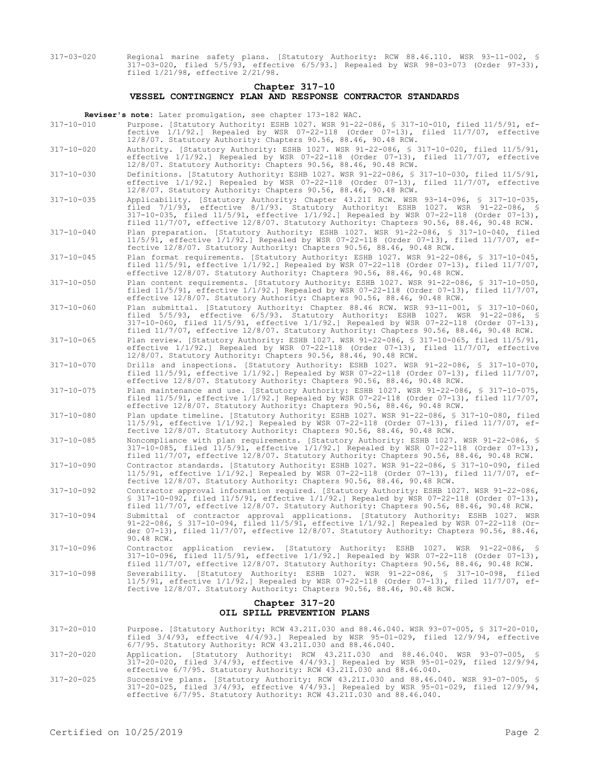317-03-020 Regional marine safety plans. [Statutory Authority: RCW 88.46.110. WSR 93-11-002, § 317-03-020, filed 5/5/93, effective 6/5/93.] Repealed by WSR 98-03-073 (Order 97-33), filed 1/21/98, effective 2/21/98.

## Chapter 317-10
## VESSEL CONTINGENCY PLAN AND RESPONSE CONTRACTOR STANDARDS

**Reviser's note:** Later promulgation, see chapter 173-182 WAC.

317-10-010 Purpose. [Statutory Authority: ESHB 1027. WSR 91-22-086, § 317-10-010, filed 11/5/91, effective 1/1/92.] Repealed by WSR 07-22-118 (Order 07-13), filed 11/7/07, effective 12/8/07. Statutory Authority: Chapters 90.56, 88.46, 90.48 RCW.

317-10-020 Authority. [Statutory Authority: ESHB 1027. WSR 91-22-086, § 317-10-020, filed 11/5/91, effective 1/1/92.] Repealed by WSR 07-22-118 (Order 07-13), filed 11/7/07, effective 12/8/07. Statutory Authority: Chapters 90.56, 88.46, 90.48 RCW.

317-10-030 Definitions. [Statutory Authority: ESHB 1027. WSR 91-22-086, § 317-10-030, filed 11/5/91, effective 1/1/92.] Repealed by WSR 07-22-118 (Order 07-13), filed 11/7/07, effective 12/8/07. Statutory Authority: Chapters 90.56, 88.46, 90.48 RCW.

317-10-035 Applicability. [Statutory Authority: Chapter 43.21I RCW. WSR 93-14-096, § 317-10-035, filed 7/1/93, effective 8/1/93. Statutory Authority: ESHB 1027. WSR 91-22-086, § 317-10-035, filed 11/5/91, effective 1/1/92.] Repealed by WSR 07-22-118 (Order 07-13), filed 11/7/07, effective 12/8/07. Statutory Authority: Chapters 90.56, 88.46, 90.48 RCW.

317-10-040 Plan preparation. [Statutory Authority: ESHB 1027. WSR 91-22-086, § 317-10-040, filed 11/5/91, effective 1/1/92.] Repealed by WSR 07-22-118 (Order 07-13), filed 11/7/07, effective 12/8/07. Statutory Authority: Chapters 90.56, 88.46, 90.48 RCW.

317-10-045 Plan format requirements. [Statutory Authority: ESHB 1027. WSR 91-22-086, § 317-10-045, filed 11/5/91, effective 1/1/92.] Repealed by WSR 07-22-118 (Order 07-13), filed 11/7/07, effective 12/8/07. Statutory Authority: Chapters 90.56, 88.46, 90.48 RCW.

317-10-050 Plan content requirements. [Statutory Authority: ESHB 1027. WSR 91-22-086, § 317-10-050, filed 11/5/91, effective 1/1/92.] Repealed by WSR 07-22-118 (Order 07-13), filed 11/7/07, effective 12/8/07. Statutory Authority: Chapters 90.56, 88.46, 90.48 RCW.

317-10-060 Plan submittal. [Statutory Authority: Chapter 88.46 RCW. WSR 93-11-001, § 317-10-060, filed 5/5/93, effective 6/5/93. Statutory Authority: ESHB 1027. WSR 91-22-086, § 317-10-060, filed 11/5/91, effective 1/1/92.] Repealed by WSR 07-22-118 (Order 07-13), filed 11/7/07, effective 12/8/07. Statutory Authority: Chapters 90.56, 88.46, 90.48 RCW.

317-10-065 Plan review. [Statutory Authority: ESHB 1027. WSR 91-22-086, § 317-10-065, filed 11/5/91, effective 1/1/92.] Repealed by WSR 07-22-118 (Order 07-13), filed 11/7/07, effective 12/8/07. Statutory Authority: Chapters 90.56, 88.46, 90.48 RCW.

317-10-070 Drills and inspections. [Statutory Authority: ESHB 1027. WSR 91-22-086, § 317-10-070, filed 11/5/91, effective 1/1/92.] Repealed by WSR 07-22-118 (Order 07-13), filed 11/7/07, effective 12/8/07. Statutory Authority: Chapters 90.56, 88.46, 90.48 RCW.

317-10-075 Plan maintenance and use. [Statutory Authority: ESHB 1027. WSR 91-22-086, § 317-10-075, filed 11/5/91, effective 1/1/92.] Repealed by WSR 07-22-118 (Order 07-13), filed 11/7/07, effective 12/8/07. Statutory Authority: Chapters 90.56, 88.46, 90.48 RCW.

317-10-080 Plan update timeline. [Statutory Authority: ESHB 1027. WSR 91-22-086, § 317-10-080, filed 11/5/91, effective 1/1/92.] Repealed by WSR 07-22-118 (Order 07-13), filed 11/7/07, effective 12/8/07. Statutory Authority: Chapters 90.56, 88.46, 90.48 RCW.

317-10-085 Noncompliance with plan requirements. [Statutory Authority: ESHB 1027. WSR 91-22-086, § 317-10-085, filed 11/5/91, effective 1/1/92.] Repealed by WSR 07-22-118 (Order 07-13), filed 11/7/07, effective 12/8/07. Statutory Authority: Chapters 90.56, 88.46, 90.48 RCW.

317-10-090 Contractor standards. [Statutory Authority: ESHB 1027. WSR 91-22-086, § 317-10-090, filed 11/5/91, effective 1/1/92.] Repealed by WSR 07-22-118 (Order 07-13), filed 11/7/07, effective 12/8/07. Statutory Authority: Chapters 90.56, 88.46, 90.48 RCW.

317-10-092 Contractor approval information required. [Statutory Authority: ESHB 1027. WSR 91-22-086, § 317-10-092, filed 11/5/91, effective 1/1/92.] Repealed by WSR 07-22-118 (Order 07-13), filed 11/7/07, effective 12/8/07. Statutory Authority: Chapters 90.56, 88.46, 90.48 RCW.

317-10-094 Submittal of contractor approval applications. [Statutory Authority: ESHB 1027. WSR 91-22-086, § 317-10-094, filed 11/5/91, effective 1/1/92.] Repealed by WSR 07-22-118 (Order 07-13), filed 11/7/07, effective 12/8/07. Statutory Authority: Chapters 90.56, 88.46, 90.48 RCW.

317-10-096 Contractor application review. [Statutory Authority: ESHB 1027. WSR 91-22-086, § 317-10-096, filed 11/5/91, effective 1/1/92.] Repealed by WSR 07-22-118 (Order 07-13), filed 11/7/07, effective 12/8/07. Statutory Authority: Chapters 90.56, 88.46, 90.48 RCW.

317-10-098 Severability. [Statutory Authority: ESHB 1027. WSR 91-22-086, § 317-10-098, filed 11/5/91, effective 1/1/92.] Repealed by WSR 07-22-118 (Order 07-13), filed 11/7/07, effective 12/8/07. Statutory Authority: Chapters 90.56, 88.46, 90.48 RCW.

## Chapter 317-20
## OIL SPILL PREVENTION PLANS

317-20-010 Purpose. [Statutory Authority: RCW 43.21I.030 and 88.46.040. WSR 93-07-005, § 317-20-010, filed 3/4/93, effective 4/4/93.] Repealed by WSR 95-01-029, filed 12/9/94, effective 6/7/95. Statutory Authority: RCW 43.21I.030 and 88.46.040.

317-20-020 Application. [Statutory Authority: RCW 43.21I.030 and 88.46.040. WSR 93-07-005, § 317-20-020, filed 3/4/93, effective 4/4/93.] Repealed by WSR 95-01-029, filed 12/9/94, effective 6/7/95. Statutory Authority: RCW 43.21I.030 and 88.46.040.

317-20-025 Successive plans. [Statutory Authority: RCW 43.21I.030 and 88.46.040. WSR 93-07-005, § 317-20-025, filed 3/4/93, effective 4/4/93.] Repealed by WSR 95-01-029, filed 12/9/94, effective 6/7/95. Statutory Authority: RCW 43.21I.030 and 88.46.040.

Certified on 10/25/2019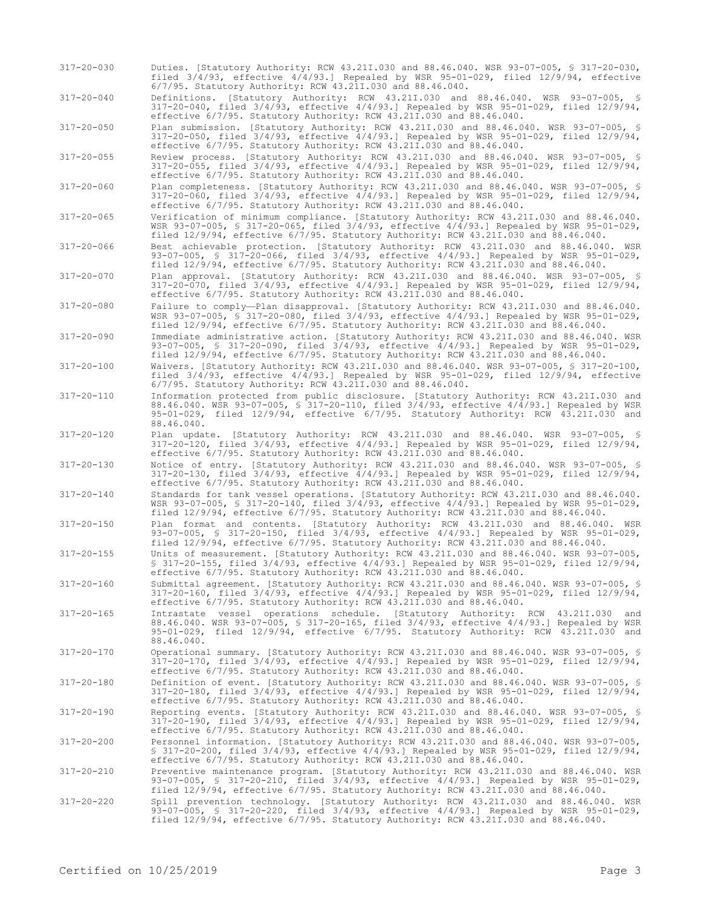317-20-030 Duties. [Statutory Authority: RCW 43.21I.030 and 88.46.040. WSR 93-07-005, § 317-20-030, filed 3/4/93, effective 4/4/93.] Repealed by WSR 95-01-029, filed 12/9/94, effective 6/7/95. Statutory Authority: RCW 43.21I.030 and 88.46.040.

317-20-040 Definitions. [Statutory Authority: RCW 43.21I.030 and 88.46.040. WSR 93-07-005, § 317-20-040, filed 3/4/93, effective 4/4/93.] Repealed by WSR 95-01-029, filed 12/9/94, effective 6/7/95. Statutory Authority: RCW 43.21I.030 and 88.46.040.

317-20-050 Plan submission. [Statutory Authority: RCW 43.21I.030 and 88.46.040. WSR 93-07-005, § 317-20-050, filed 3/4/93, effective 4/4/93.] Repealed by WSR 95-01-029, filed 12/9/94, effective 6/7/95. Statutory Authority: RCW 43.21I.030 and 88.46.040.

317-20-055 Review process. [Statutory Authority: RCW 43.21I.030 and 88.46.040. WSR 93-07-005, § 317-20-055, filed 3/4/93, effective 4/4/93.] Repealed by WSR 95-01-029, filed 12/9/94, effective 6/7/95. Statutory Authority: RCW 43.21I.030 and 88.46.040.

317-20-060 Plan completeness. [Statutory Authority: RCW 43.21I.030 and 88.46.040. WSR 93-07-005, § 317-20-060, filed 3/4/93, effective 4/4/93.] Repealed by WSR 95-01-029, filed 12/9/94, effective 6/7/95. Statutory Authority: RCW 43.21I.030 and 88.46.040.

317-20-065 Verification of minimum compliance. [Statutory Authority: RCW 43.21I.030 and 88.46.040. WSR 93-07-005, § 317-20-065, filed 3/4/93, effective 4/4/93.] Repealed by WSR 95-01-029, filed 12/9/94, effective 6/7/95. Statutory Authority: RCW 43.21I.030 and 88.46.040.

317-20-066 Best achievable protection. [Statutory Authority: RCW 43.21I.030 and 88.46.040. WSR 93-07-005, § 317-20-066, filed 3/4/93, effective 4/4/93.] Repealed by WSR 95-01-029, filed 12/9/94, effective 6/7/95. Statutory Authority: RCW 43.21I.030 and 88.46.040.

317-20-070 Plan approval. [Statutory Authority: RCW 43.21I.030 and 88.46.040. WSR 93-07-005, § 317-20-070, filed 3/4/93, effective 4/4/93.] Repealed by WSR 95-01-029, filed 12/9/94, effective 6/7/95. Statutory Authority: RCW 43.21I.030 and 88.46.040.

317-20-080 Failure to comply—Plan disapproval. [Statutory Authority: RCW 43.21I.030 and 88.46.040. WSR 93-07-005, § 317-20-080, filed 3/4/93, effective 4/4/93.] Repealed by WSR 95-01-029, filed 12/9/94, effective 6/7/95. Statutory Authority: RCW 43.21I.030 and 88.46.040.

317-20-090 Immediate administrative action. [Statutory Authority: RCW 43.21I.030 and 88.46.040. WSR 93-07-005, § 317-20-090, filed 3/4/93, effective 4/4/93.] Repealed by WSR 95-01-029, filed 12/9/94, effective 6/7/95. Statutory Authority: RCW 43.21I.030 and 88.46.040.

317-20-100 Waivers. [Statutory Authority: RCW 43.21I.030 and 88.46.040. WSR 93-07-005, § 317-20-100, filed 3/4/93, effective 4/4/93.] Repealed by WSR 95-01-029, filed 12/9/94, effective 6/7/95. Statutory Authority: RCW 43.21I.030 and 88.46.040.

317-20-110 Information protected from public disclosure. [Statutory Authority: RCW 43.21I.030 and 88.46.040. WSR 93-07-005, § 317-20-110, filed 3/4/93, effective 4/4/93.] Repealed by WSR 95-01-029, filed 12/9/94, effective 6/7/95. Statutory Authority: RCW 43.21I.030 and 88.46.040.

317-20-120 Plan update. [Statutory Authority: RCW 43.21I.030 and 88.46.040. WSR 93-07-005, § 317-20-120, filed 3/4/93, effective 4/4/93.] Repealed by WSR 95-01-029, filed 12/9/94, effective 6/7/95. Statutory Authority: RCW 43.21I.030 and 88.46.040.

317-20-130 Notice of entry. [Statutory Authority: RCW 43.21I.030 and 88.46.040. WSR 93-07-005, § 317-20-130, filed 3/4/93, effective 4/4/93.] Repealed by WSR 95-01-029, filed 12/9/94, effective 6/7/95. Statutory Authority: RCW 43.21I.030 and 88.46.040.

317-20-140 Standards for tank vessel operations. [Statutory Authority: RCW 43.21I.030 and 88.46.040. WSR 93-07-005, § 317-20-140, filed 3/4/93, effective 4/4/93.] Repealed by WSR 95-01-029, filed 12/9/94, effective 6/7/95. Statutory Authority: RCW 43.21I.030 and 88.46.040.

317-20-150 Plan format and contents. [Statutory Authority: RCW 43.21I.030 and 88.46.040. WSR 93-07-005, § 317-20-150, filed 3/4/93, effective 4/4/93.] Repealed by WSR 95-01-029, filed 12/9/94, effective 6/7/95. Statutory Authority: RCW 43.21I.030 and 88.46.040.

317-20-155 Units of measurement. [Statutory Authority: RCW 43.21I.030 and 88.46.040. WSR 93-07-005, § 317-20-155, filed 3/4/93, effective 4/4/93.] Repealed by WSR 95-01-029, filed 12/9/94, effective 6/7/95. Statutory Authority: RCW 43.21I.030 and 88.46.040.

317-20-160 Submittal agreement. [Statutory Authority: RCW 43.21I.030 and 88.46.040. WSR 93-07-005, § 317-20-160, filed 3/4/93, effective 4/4/93.] Repealed by WSR 95-01-029, filed 12/9/94, effective 6/7/95. Statutory Authority: RCW 43.21I.030 and 88.46.040.

317-20-165 Intrastate vessel operations schedule. [Statutory Authority: RCW 43.21I.030 and 88.46.040. WSR 93-07-005, § 317-20-165, filed 3/4/93, effective 4/4/93.] Repealed by WSR 95-01-029, filed 12/9/94, effective 6/7/95. Statutory Authority: RCW 43.21I.030 and 88.46.040.

317-20-170 Operational summary. [Statutory Authority: RCW 43.21I.030 and 88.46.040. WSR 93-07-005, § 317-20-170, filed 3/4/93, effective 4/4/93.] Repealed by WSR 95-01-029, filed 12/9/94, effective 6/7/95. Statutory Authority: RCW 43.21I.030 and 88.46.040.

317-20-180 Definition of event. [Statutory Authority: RCW 43.21I.030 and 88.46.040. WSR 93-07-005, § 317-20-180, filed 3/4/93, effective 4/4/93.] Repealed by WSR 95-01-029, filed 12/9/94, effective 6/7/95. Statutory Authority: RCW 43.21I.030 and 88.46.040.

317-20-190 Reporting events. [Statutory Authority: RCW 43.21I.030 and 88.46.040. WSR 93-07-005, § 317-20-190, filed 3/4/93, effective 4/4/93.] Repealed by WSR 95-01-029, filed 12/9/94, effective 6/7/95. Statutory Authority: RCW 43.21I.030 and 88.46.040.

317-20-200 Personnel information. [Statutory Authority: RCW 43.21I.030 and 88.46.040. WSR 93-07-005, § 317-20-200, filed 3/4/93, effective 4/4/93.] Repealed by WSR 95-01-029, filed 12/9/94, effective 6/7/95. Statutory Authority: RCW 43.21I.030 and 88.46.040.

317-20-210 Preventive maintenance program. [Statutory Authority: RCW 43.21I.030 and 88.46.040. WSR 93-07-005, § 317-20-210, filed 3/4/93, effective 4/4/93.] Repealed by WSR 95-01-029, filed 12/9/94, effective 6/7/95. Statutory Authority: RCW 43.21I.030 and 88.46.040.

317-20-220 Spill prevention technology. [Statutory Authority: RCW 43.21I.030 and 88.46.040. WSR 93-07-005, § 317-20-220, filed 3/4/93, effective 4/4/93.] Repealed by WSR 95-01-029, filed 12/9/94, effective 6/7/95. Statutory Authority: RCW 43.21I.030 and 88.46.040.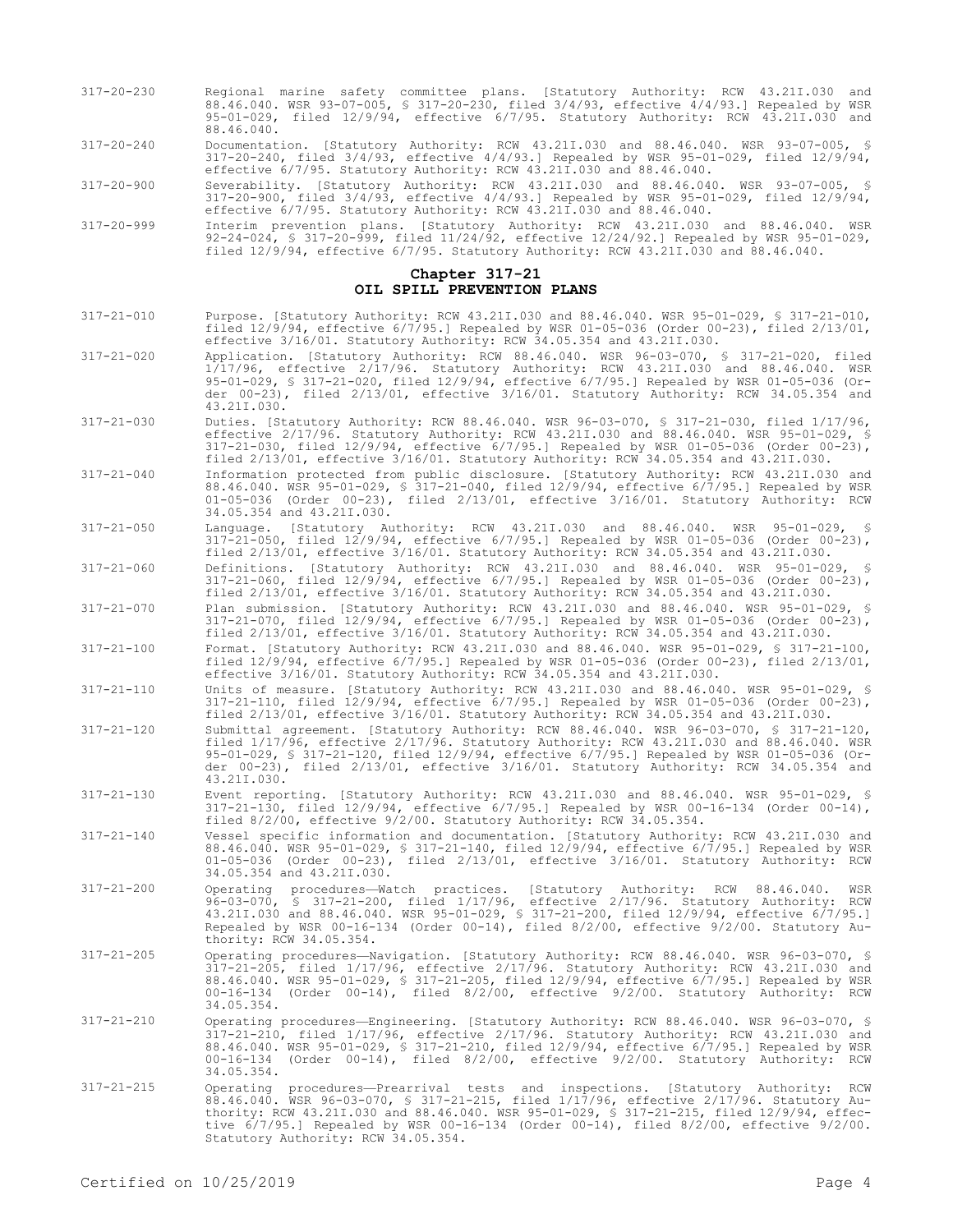317-20-230 Regional marine safety committee plans. [Statutory Authority: RCW 43.21I.030 and 88.46.040. WSR 93-07-005, § 317-20-230, filed 3/4/93, effective 4/4/93.] Repealed by WSR 95-01-029, filed 12/9/94, effective 6/7/95. Statutory Authority: RCW 43.21I.030 and 88.46.040.

317-20-240 Documentation. [Statutory Authority: RCW 43.21I.030 and 88.46.040. WSR 93-07-005, § 317-20-240, filed 3/4/93, effective 4/4/93.] Repealed by WSR 95-01-029, filed 12/9/94, effective 6/7/95. Statutory Authority: RCW 43.21I.030 and 88.46.040.

317-20-900 Severability. [Statutory Authority: RCW 43.21I.030 and 88.46.040. WSR 93-07-005, § 317-20-900, filed 3/4/93, effective 4/4/93.] Repealed by WSR 95-01-029, filed 12/9/94, effective 6/7/95. Statutory Authority: RCW 43.21I.030 and 88.46.040.

317-20-999 Interim prevention plans. [Statutory Authority: RCW 43.21I.030 and 88.46.040. WSR 92-24-024, § 317-20-999, filed 11/24/92, effective 12/24/92.] Repealed by WSR 95-01-029, filed 12/9/94, effective 6/7/95. Statutory Authority: RCW 43.21I.030 and 88.46.040.

## Chapter 317-21
## OIL SPILL PREVENTION PLANS

317-21-010 Purpose. [Statutory Authority: RCW 43.21I.030 and 88.46.040. WSR 95-01-029, § 317-21-010, filed 12/9/94, effective 6/7/95.] Repealed by WSR 01-05-036 (Order 00-23), filed 2/13/01, effective 3/16/01. Statutory Authority: RCW 34.05.354 and 43.21I.030.

317-21-020 Application. [Statutory Authority: RCW 88.46.040. WSR 96-03-070, § 317-21-020, filed 1/17/96, effective 2/17/96. Statutory Authority: RCW 43.21I.030 and 88.46.040. WSR 95-01-029, § 317-21-020, filed 12/9/94, effective 6/7/95.] Repealed by WSR 01-05-036 (Order 00-23), filed 2/13/01, effective 3/16/01. Statutory Authority: RCW 34.05.354 and 43.21I.030.

317-21-030 Duties. [Statutory Authority: RCW 88.46.040. WSR 96-03-070, § 317-21-030, filed 1/17/96, effective 2/17/96. Statutory Authority: RCW 43.21I.030 and 88.46.040. WSR 95-01-029, § 317-21-030, filed 12/9/94, effective 6/7/95.] Repealed by WSR 01-05-036 (Order 00-23), filed 2/13/01, effective 3/16/01. Statutory Authority: RCW 34.05.354 and 43.21I.030.

317-21-040 Information protected from public disclosure. [Statutory Authority: RCW 43.21I.030 and 88.46.040. WSR 95-01-029, § 317-21-040, filed 12/9/94, effective 6/7/95.] Repealed by WSR 01-05-036 (Order 00-23), filed 2/13/01, effective 3/16/01. Statutory Authority: RCW 34.05.354 and 43.21I.030.

317-21-050 Language. [Statutory Authority: RCW 43.21I.030 and 88.46.040. WSR 95-01-029, § 317-21-050, filed 12/9/94, effective 6/7/95.] Repealed by WSR 01-05-036 (Order 00-23), filed 2/13/01, effective 3/16/01. Statutory Authority: RCW 34.05.354 and 43.21I.030.

317-21-060 Definitions. [Statutory Authority: RCW 43.21I.030 and 88.46.040. WSR 95-01-029, § 317-21-060, filed 12/9/94, effective 6/7/95.] Repealed by WSR 01-05-036 (Order 00-23), filed 2/13/01, effective 3/16/01. Statutory Authority: RCW 34.05.354 and 43.21I.030.

317-21-070 Plan submission. [Statutory Authority: RCW 43.21I.030 and 88.46.040. WSR 95-01-029, § 317-21-070, filed 12/9/94, effective 6/7/95.] Repealed by WSR 01-05-036 (Order 00-23), filed 2/13/01, effective 3/16/01. Statutory Authority: RCW 34.05.354 and 43.21I.030.

317-21-100 Format. [Statutory Authority: RCW 43.21I.030 and 88.46.040. WSR 95-01-029, § 317-21-100, filed 12/9/94, effective 6/7/95.] Repealed by WSR 01-05-036 (Order 00-23), filed 2/13/01, effective 3/16/01. Statutory Authority: RCW 34.05.354 and 43.21I.030.

317-21-110 Units of measure. [Statutory Authority: RCW 43.21I.030 and 88.46.040. WSR 95-01-029, § 317-21-110, filed 12/9/94, effective 6/7/95.] Repealed by WSR 01-05-036 (Order 00-23), filed 2/13/01, effective 3/16/01. Statutory Authority: RCW 34.05.354 and 43.21I.030.

317-21-120 Submittal agreement. [Statutory Authority: RCW 88.46.040. WSR 96-03-070, § 317-21-120, filed 1/17/96, effective 2/17/96. Statutory Authority: RCW 43.21I.030 and 88.46.040. WSR 95-01-029, § 317-21-120, filed 12/9/94, effective 6/7/95.] Repealed by WSR 01-05-036 (Order 00-23), filed 2/13/01, effective 3/16/01. Statutory Authority: RCW 34.05.354 and 43.21I.030.

317-21-130 Event reporting. [Statutory Authority: RCW 43.21I.030 and 88.46.040. WSR 95-01-029, § 317-21-130, filed 12/9/94, effective 6/7/95.] Repealed by WSR 00-16-134 (Order 00-14), filed 8/2/00, effective 9/2/00. Statutory Authority: RCW 34.05.354.

317-21-140 Vessel specific information and documentation. [Statutory Authority: RCW 43.21I.030 and 88.46.040. WSR 95-01-029, § 317-21-140, filed 12/9/94, effective 6/7/95.] Repealed by WSR 01-05-036 (Order 00-23), filed 2/13/01, effective 3/16/01. Statutory Authority: RCW 34.05.354 and 43.21I.030.

317-21-200 Operating procedures—Watch practices. [Statutory Authority: RCW 88.46.040. WSR 96-03-070, § 317-21-200, filed 1/17/96, effective 2/17/96. Statutory Authority: RCW 43.21I.030 and 88.46.040. WSR 95-01-029, § 317-21-200, filed 12/9/94, effective 6/7/95.] Repealed by WSR 00-16-134 (Order 00-14), filed 8/2/00, effective 9/2/00. Statutory Authority: RCW 34.05.354.

317-21-205 Operating procedures—Navigation. [Statutory Authority: RCW 88.46.040. WSR 96-03-070, § 317-21-205, filed 1/17/96, effective 2/17/96. Statutory Authority: RCW 43.21I.030 and 88.46.040. WSR 95-01-029, § 317-21-205, filed 12/9/94, effective 6/7/95.] Repealed by WSR 00-16-134 (Order 00-14), filed 8/2/00, effective 9/2/00. Statutory Authority: RCW 34.05.354.

317-21-210 Operating procedures—Engineering. [Statutory Authority: RCW 88.46.040. WSR 96-03-070, § 317-21-210, filed 1/17/96, effective 2/17/96. Statutory Authority: RCW 43.21I.030 and 88.46.040. WSR 95-01-029, § 317-21-210, filed 12/9/94, effective 6/7/95.] Repealed by WSR 00-16-134 (Order 00-14), filed 8/2/00, effective 9/2/00. Statutory Authority: RCW 34.05.354.

317-21-215 Operating procedures—Prearrival tests and inspections. [Statutory Authority: RCW 88.46.040. WSR 96-03-070, § 317-21-215, filed 1/17/96, effective 2/17/96. Statutory Authority: RCW 43.21I.030 and 88.46.040. WSR 95-01-029, § 317-21-215, filed 12/9/94, effective 6/7/95.] Repealed by WSR 00-16-134 (Order 00-14), filed 8/2/00, effective 9/2/00. Statutory Authority: RCW 34.05.354.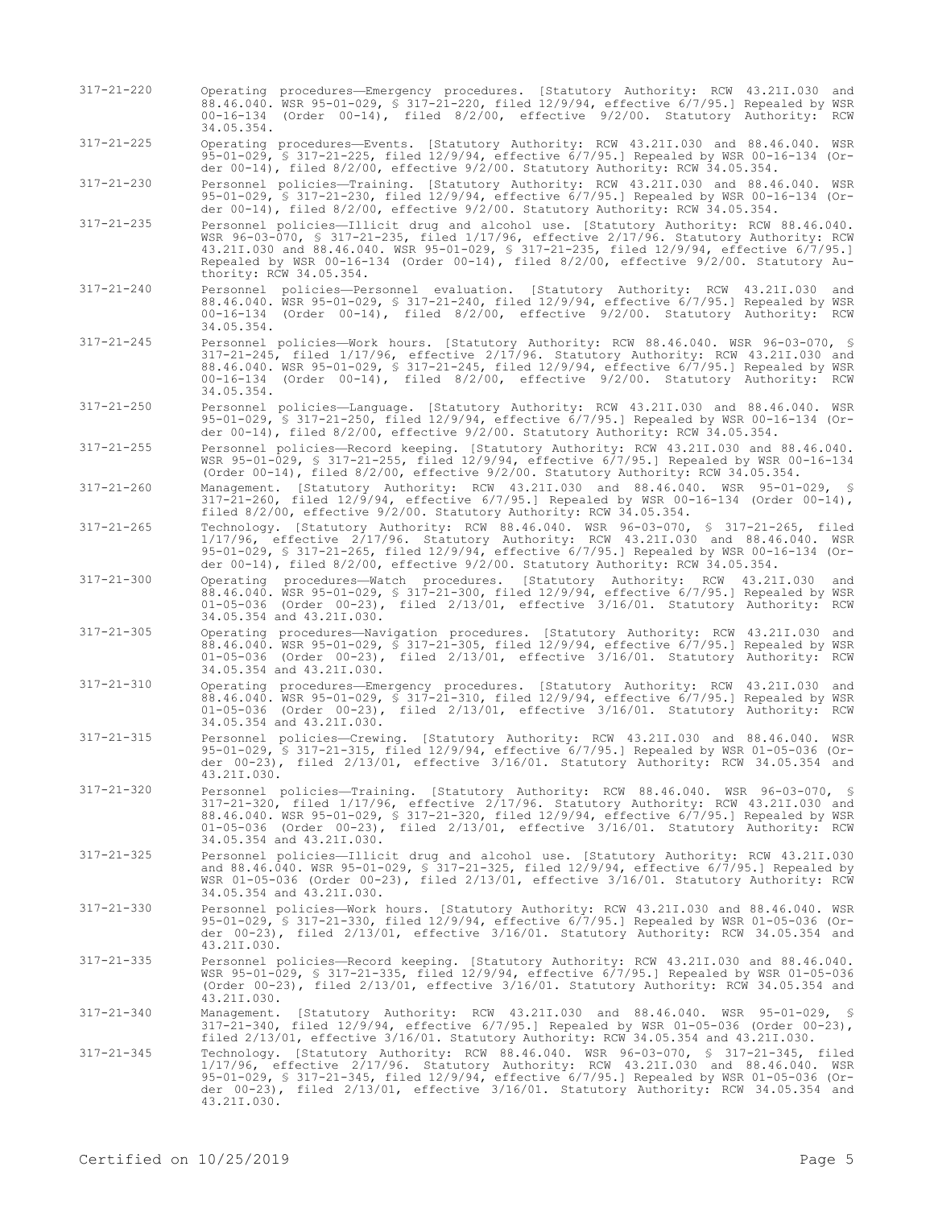317-21-220 Operating procedures—Emergency procedures. [Statutory Authority: RCW 43.21I.030 and 88.46.040. WSR 95-01-029, § 317-21-220, filed 12/9/94, effective 6/7/95.] Repealed by WSR 00-16-134 (Order 00-14), filed 8/2/00, effective 9/2/00. Statutory Authority: RCW 34.05.354.

317-21-225 Operating procedures—Events. [Statutory Authority: RCW 43.21I.030 and 88.46.040. WSR 95-01-029, § 317-21-225, filed 12/9/94, effective 6/7/95.] Repealed by WSR 00-16-134 (Order 00-14), filed 8/2/00, effective 9/2/00. Statutory Authority: RCW 34.05.354.

317-21-230 Personnel policies—Training. [Statutory Authority: RCW 43.21I.030 and 88.46.040. WSR 95-01-029, § 317-21-230, filed 12/9/94, effective 6/7/95.] Repealed by WSR 00-16-134 (Order 00-14), filed 8/2/00, effective 9/2/00. Statutory Authority: RCW 34.05.354.

317-21-235 Personnel policies—Illicit drug and alcohol use. [Statutory Authority: RCW 88.46.040. WSR 96-03-070, § 317-21-235, filed 1/17/96, effective 2/17/96. Statutory Authority: RCW 43.21I.030 and 88.46.040. WSR 95-01-029, § 317-21-235, filed 12/9/94, effective 6/7/95.] Repealed by WSR 00-16-134 (Order 00-14), filed 8/2/00, effective 9/2/00. Statutory Authority: RCW 34.05.354.

317-21-240 Personnel policies—Personnel evaluation. [Statutory Authority: RCW 43.21I.030 and 88.46.040. WSR 95-01-029, § 317-21-240, filed 12/9/94, effective 6/7/95.] Repealed by WSR 00-16-134 (Order 00-14), filed 8/2/00, effective 9/2/00. Statutory Authority: RCW 34.05.354.

317-21-245 Personnel policies—Work hours. [Statutory Authority: RCW 88.46.040. WSR 96-03-070, § 317-21-245, filed 1/17/96, effective 2/17/96. Statutory Authority: RCW 43.21I.030 and 88.46.040. WSR 95-01-029, § 317-21-245, filed 12/9/94, effective 6/7/95.] Repealed by WSR 00-16-134 (Order 00-14), filed 8/2/00, effective 9/2/00. Statutory Authority: RCW 34.05.354.

317-21-250 Personnel policies—Language. [Statutory Authority: RCW 43.21I.030 and 88.46.040. WSR 95-01-029, § 317-21-250, filed 12/9/94, effective 6/7/95.] Repealed by WSR 00-16-134 (Order 00-14), filed 8/2/00, effective 9/2/00. Statutory Authority: RCW 34.05.354.

317-21-255 Personnel policies—Record keeping. [Statutory Authority: RCW 43.21I.030 and 88.46.040. WSR 95-01-029, § 317-21-255, filed 12/9/94, effective 6/7/95.] Repealed by WSR 00-16-134 (Order 00-14), filed 8/2/00, effective 9/2/00. Statutory Authority: RCW 34.05.354.

317-21-260 Management. [Statutory Authority: RCW 43.21I.030 and 88.46.040. WSR 95-01-029, § 317-21-260, filed 12/9/94, effective 6/7/95.] Repealed by WSR 00-16-134 (Order 00-14), filed 8/2/00, effective 9/2/00. Statutory Authority: RCW 34.05.354.

317-21-265 Technology. [Statutory Authority: RCW 88.46.040. WSR 96-03-070, § 317-21-265, filed 1/17/96, effective 2/17/96. Statutory Authority: RCW 43.21I.030 and 88.46.040. WSR 95-01-029, § 317-21-265, filed 12/9/94, effective 6/7/95.] Repealed by WSR 00-16-134 (Order 00-14), filed 8/2/00, effective 9/2/00. Statutory Authority: RCW 34.05.354.

317-21-300 Operating procedures—Watch procedures. [Statutory Authority: RCW 43.21I.030 and 88.46.040. WSR 95-01-029, § 317-21-300, filed 12/9/94, effective 6/7/95.] Repealed by WSR 01-05-036 (Order 00-23), filed 2/13/01, effective 3/16/01. Statutory Authority: RCW 34.05.354 and 43.21I.030.

317-21-305 Operating procedures—Navigation procedures. [Statutory Authority: RCW 43.21I.030 and 88.46.040. WSR 95-01-029, § 317-21-305, filed 12/9/94, effective 6/7/95.] Repealed by WSR 01-05-036 (Order 00-23), filed 2/13/01, effective 3/16/01. Statutory Authority: RCW 34.05.354 and 43.21I.030.

317-21-310 Operating procedures—Emergency procedures. [Statutory Authority: RCW 43.21I.030 and 88.46.040. WSR 95-01-029, § 317-21-310, filed 12/9/94, effective 6/7/95.] Repealed by WSR 01-05-036 (Order 00-23), filed 2/13/01, effective 3/16/01. Statutory Authority: RCW 34.05.354 and 43.21I.030.

317-21-315 Personnel policies—Crewing. [Statutory Authority: RCW 43.21I.030 and 88.46.040. WSR 95-01-029, § 317-21-315, filed 12/9/94, effective 6/7/95.] Repealed by WSR 01-05-036 (Order 00-23), filed 2/13/01, effective 3/16/01. Statutory Authority: RCW 34.05.354 and 43.21I.030.

317-21-320 Personnel policies—Training. [Statutory Authority: RCW 88.46.040. WSR 96-03-070, § 317-21-320, filed 1/17/96, effective 2/17/96. Statutory Authority: RCW 43.21I.030 and 88.46.040. WSR 95-01-029, § 317-21-320, filed 12/9/94, effective 6/7/95.] Repealed by WSR 01-05-036 (Order 00-23), filed 2/13/01, effective 3/16/01. Statutory Authority: RCW 34.05.354 and 43.21I.030.

317-21-325 Personnel policies—Illicit drug and alcohol use. [Statutory Authority: RCW 43.21I.030 and 88.46.040. WSR 95-01-029, § 317-21-325, filed 12/9/94, effective 6/7/95.] Repealed by WSR 01-05-036 (Order 00-23), filed 2/13/01, effective 3/16/01. Statutory Authority: RCW 34.05.354 and 43.21I.030.

317-21-330 Personnel policies—Work hours. [Statutory Authority: RCW 43.21I.030 and 88.46.040. WSR 95-01-029, § 317-21-330, filed 12/9/94, effective 6/7/95.] Repealed by WSR 01-05-036 (Order 00-23), filed 2/13/01, effective 3/16/01. Statutory Authority: RCW 34.05.354 and 43.21I.030.

317-21-335 Personnel policies—Record keeping. [Statutory Authority: RCW 43.21I.030 and 88.46.040. WSR 95-01-029, § 317-21-335, filed 12/9/94, effective 6/7/95.] Repealed by WSR 01-05-036 (Order 00-23), filed 2/13/01, effective 3/16/01. Statutory Authority: RCW 34.05.354 and 43.21I.030.

317-21-340 Management. [Statutory Authority: RCW 43.21I.030 and 88.46.040. WSR 95-01-029, § 317-21-340, filed 12/9/94, effective 6/7/95.] Repealed by WSR 01-05-036 (Order 00-23), filed 2/13/01, effective 3/16/01. Statutory Authority: RCW 34.05.354 and 43.21I.030.

317-21-345 Technology. [Statutory Authority: RCW 88.46.040. WSR 96-03-070, § 317-21-345, filed 1/17/96, effective 2/17/96. Statutory Authority: RCW 43.21I.030 and 88.46.040. WSR 95-01-029, § 317-21-345, filed 12/9/94, effective 6/7/95.] Repealed by WSR 01-05-036 (Order 00-23), filed 2/13/01, effective 3/16/01. Statutory Authority: RCW 34.05.354 and 43.21I.030.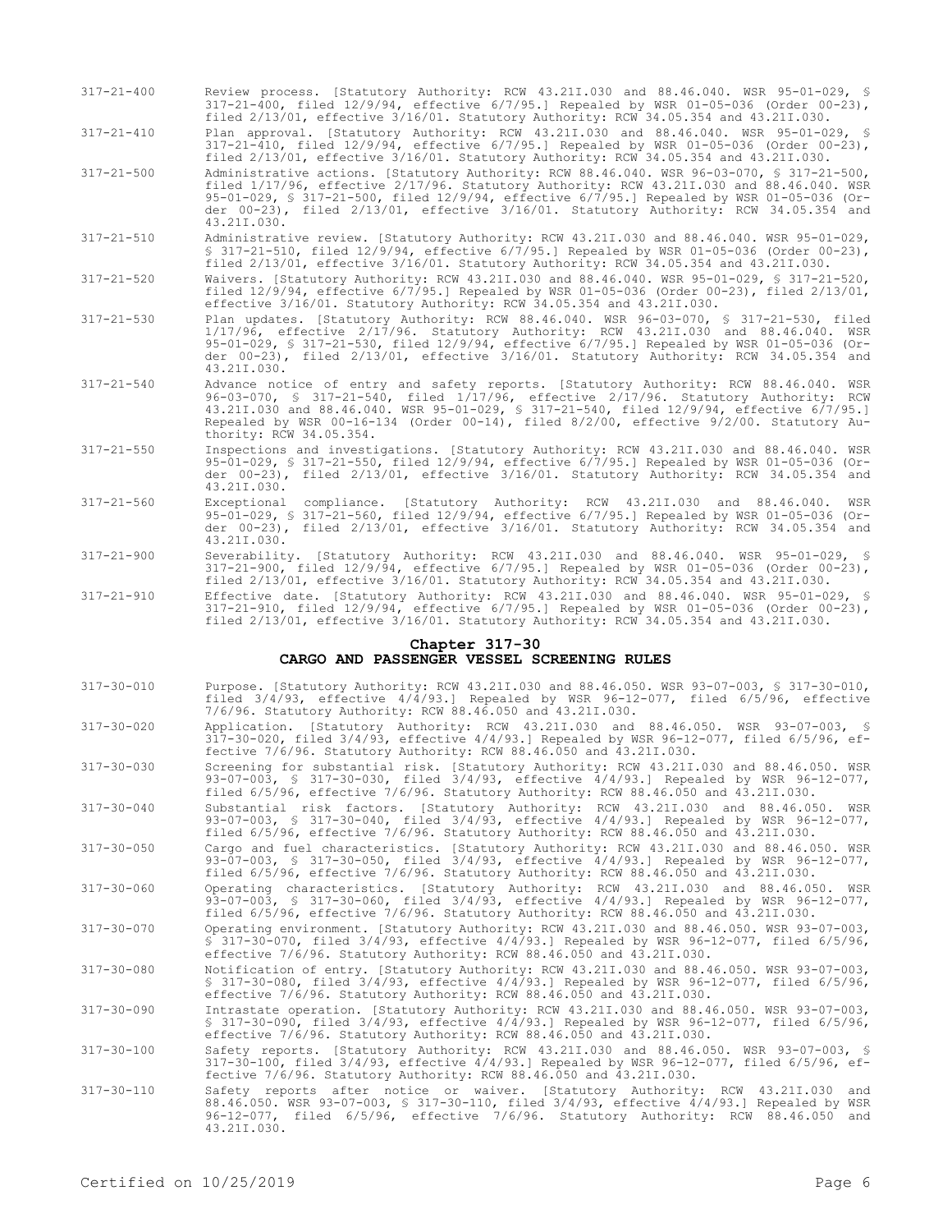317-21-400 Review process. [Statutory Authority: RCW 43.21I.030 and 88.46.040. WSR 95-01-029, § 317-21-400, filed 12/9/94, effective 6/7/95.] Repealed by WSR 01-05-036 (Order 00-23), filed 2/13/01, effective 3/16/01. Statutory Authority: RCW 34.05.354 and 43.21I.030.

317-21-410 Plan approval. [Statutory Authority: RCW 43.21I.030 and 88.46.040. WSR 95-01-029, § 317-21-410, filed 12/9/94, effective 6/7/95.] Repealed by WSR 01-05-036 (Order 00-23), filed 2/13/01, effective 3/16/01. Statutory Authority: RCW 34.05.354 and 43.21I.030.

317-21-500 Administrative actions. [Statutory Authority: RCW 88.46.040. WSR 96-03-070, § 317-21-500, filed 1/17/96, effective 2/17/96. Statutory Authority: RCW 43.21I.030 and 88.46.040. WSR 95-01-029, § 317-21-500, filed 12/9/94, effective 6/7/95.] Repealed by WSR 01-05-036 (Order 00-23), filed 2/13/01, effective 3/16/01. Statutory Authority: RCW 34.05.354 and 43.21I.030.

317-21-510 Administrative review. [Statutory Authority: RCW 43.21I.030 and 88.46.040. WSR 95-01-029, § 317-21-510, filed 12/9/94, effective 6/7/95.] Repealed by WSR 01-05-036 (Order 00-23), filed 2/13/01, effective 3/16/01. Statutory Authority: RCW 34.05.354 and 43.21I.030.

317-21-520 Waivers. [Statutory Authority: RCW 43.21I.030 and 88.46.040. WSR 95-01-029, § 317-21-520, filed 12/9/94, effective 6/7/95.] Repealed by WSR 01-05-036 (Order 00-23), filed 2/13/01, effective 3/16/01. Statutory Authority: RCW 34.05.354 and 43.21I.030.

317-21-530 Plan updates. [Statutory Authority: RCW 88.46.040. WSR 96-03-070, § 317-21-530, filed 1/17/96, effective 2/17/96. Statutory Authority: RCW 43.21I.030 and 88.46.040. WSR 95-01-029, § 317-21-530, filed 12/9/94, effective 6/7/95.] Repealed by WSR 01-05-036 (Order 00-23), filed 2/13/01, effective 3/16/01. Statutory Authority: RCW 34.05.354 and 43.21I.030.

317-21-540 Advance notice of entry and safety reports. [Statutory Authority: RCW 88.46.040. WSR 96-03-070, § 317-21-540, filed 1/17/96, effective 2/17/96. Statutory Authority: RCW 43.21I.030 and 88.46.040. WSR 95-01-029, § 317-21-540, filed 12/9/94, effective 6/7/95.] Repealed by WSR 00-16-134 (Order 00-14), filed 8/2/00, effective 9/2/00. Statutory Authority: RCW 34.05.354.

317-21-550 Inspections and investigations. [Statutory Authority: RCW 43.21I.030 and 88.46.040. WSR 95-01-029, § 317-21-550, filed 12/9/94, effective 6/7/95.] Repealed by WSR 01-05-036 (Order 00-23), filed 2/13/01, effective 3/16/01. Statutory Authority: RCW 34.05.354 and 43.21I.030.

317-21-560 Exceptional compliance. [Statutory Authority: RCW 43.21I.030 and 88.46.040. WSR 95-01-029, § 317-21-560, filed 12/9/94, effective 6/7/95.] Repealed by WSR 01-05-036 (Order 00-23), filed 2/13/01, effective 3/16/01. Statutory Authority: RCW 34.05.354 and 43.21I.030.

317-21-900 Severability. [Statutory Authority: RCW 43.21I.030 and 88.46.040. WSR 95-01-029, § 317-21-900, filed 12/9/94, effective 6/7/95.] Repealed by WSR 01-05-036 (Order 00-23), filed 2/13/01, effective 3/16/01. Statutory Authority: RCW 34.05.354 and 43.21I.030.

317-21-910 Effective date. [Statutory Authority: RCW 43.21I.030 and 88.46.040. WSR 95-01-029, § 317-21-910, filed 12/9/94, effective 6/7/95.] Repealed by WSR 01-05-036 (Order 00-23), filed 2/13/01, effective 3/16/01. Statutory Authority: RCW 34.05.354 and 43.21I.030.

## Chapter 317-30
## CARGO AND PASSENGER VESSEL SCREENING RULES

317-30-010 Purpose. [Statutory Authority: RCW 43.21I.030 and 88.46.050. WSR 93-07-003, § 317-30-010, filed 3/4/93, effective 4/4/93.] Repealed by WSR 96-12-077, filed 6/5/96, effective 7/6/96. Statutory Authority: RCW 88.46.050 and 43.21I.030.

317-30-020 Application. [Statutory Authority: RCW 43.21I.030 and 88.46.050. WSR 93-07-003, § 317-30-020, filed 3/4/93, effective 4/4/93.] Repealed by WSR 96-12-077, filed 6/5/96, effective 7/6/96. Statutory Authority: RCW 88.46.050 and 43.21I.030.

317-30-030 Screening for substantial risk. [Statutory Authority: RCW 43.21I.030 and 88.46.050. WSR 93-07-003, § 317-30-030, filed 3/4/93, effective 4/4/93.] Repealed by WSR 96-12-077, filed 6/5/96, effective 7/6/96. Statutory Authority: RCW 88.46.050 and 43.21I.030.

317-30-040 Substantial risk factors. [Statutory Authority: RCW 43.21I.030 and 88.46.050. WSR 93-07-003, § 317-30-040, filed 3/4/93, effective 4/4/93.] Repealed by WSR 96-12-077, filed 6/5/96, effective 7/6/96. Statutory Authority: RCW 88.46.050 and 43.21I.030.

317-30-050 Cargo and fuel characteristics. [Statutory Authority: RCW 43.21I.030 and 88.46.050. WSR 93-07-003, § 317-30-050, filed 3/4/93, effective 4/4/93.] Repealed by WSR 96-12-077, filed 6/5/96, effective 7/6/96. Statutory Authority: RCW 88.46.050 and 43.21I.030.

317-30-060 Operating characteristics. [Statutory Authority: RCW 43.21I.030 and 88.46.050. WSR 93-07-003, § 317-30-060, filed 3/4/93, effective 4/4/93.] Repealed by WSR 96-12-077, filed 6/5/96, effective 7/6/96. Statutory Authority: RCW 88.46.050 and 43.21I.030.

317-30-070 Operating environment. [Statutory Authority: RCW 43.21I.030 and 88.46.050. WSR 93-07-003, § 317-30-070, filed 3/4/93, effective 4/4/93.] Repealed by WSR 96-12-077, filed 6/5/96, effective 7/6/96. Statutory Authority: RCW 88.46.050 and 43.21I.030.

317-30-080 Notification of entry. [Statutory Authority: RCW 43.21I.030 and 88.46.050. WSR 93-07-003, § 317-30-080, filed 3/4/93, effective 4/4/93.] Repealed by WSR 96-12-077, filed 6/5/96, effective 7/6/96. Statutory Authority: RCW 88.46.050 and 43.21I.030.

317-30-090 Intrastate operation. [Statutory Authority: RCW 43.21I.030 and 88.46.050. WSR 93-07-003, § 317-30-090, filed 3/4/93, effective 4/4/93.] Repealed by WSR 96-12-077, filed 6/5/96, effective 7/6/96. Statutory Authority: RCW 88.46.050 and 43.21I.030.

317-30-100 Safety reports. [Statutory Authority: RCW 43.21I.030 and 88.46.050. WSR 93-07-003, § 317-30-100, filed 3/4/93, effective 4/4/93.] Repealed by WSR 96-12-077, filed 6/5/96, effective 7/6/96. Statutory Authority: RCW 88.46.050 and 43.21I.030.

317-30-110 Safety reports after notice or waiver. [Statutory Authority: RCW 43.21I.030 and 88.46.050. WSR 93-07-003, § 317-30-110, filed 3/4/93, effective 4/4/93.] Repealed by WSR 96-12-077, filed 6/5/96, effective 7/6/96. Statutory Authority: RCW 88.46.050 and 43.21I.030.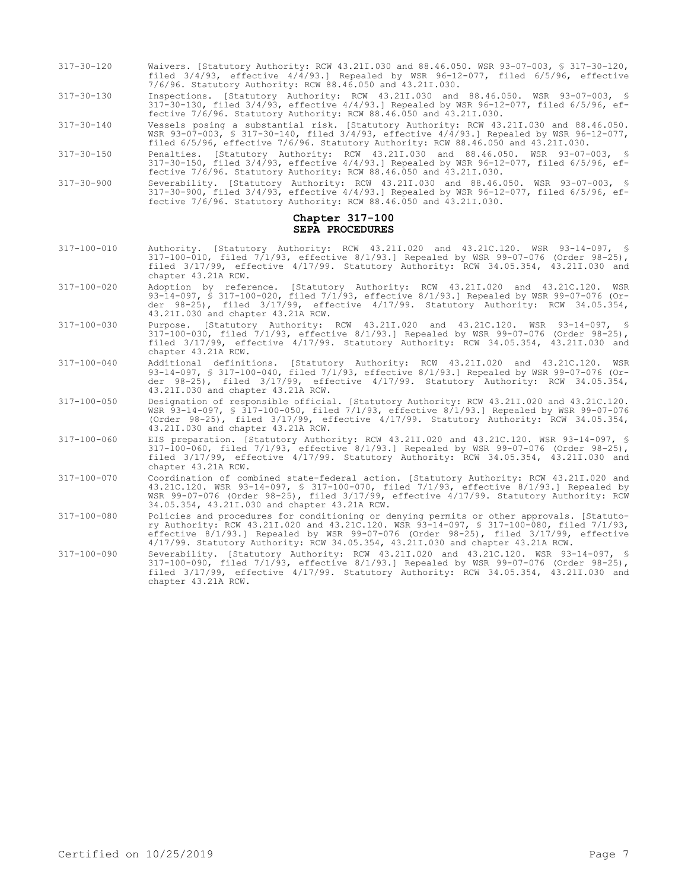317-30-120 Waivers. [Statutory Authority: RCW 43.21I.030 and 88.46.050. WSR 93-07-003, § 317-30-120, filed 3/4/93, effective 4/4/93.] Repealed by WSR 96-12-077, filed 6/5/96, effective 7/6/96. Statutory Authority: RCW 88.46.050 and 43.21I.030.

317-30-130 Inspections. [Statutory Authority: RCW 43.21I.030 and 88.46.050. WSR 93-07-003, § 317-30-130, filed 3/4/93, effective 4/4/93.] Repealed by WSR 96-12-077, filed 6/5/96, effective 7/6/96. Statutory Authority: RCW 88.46.050 and 43.21I.030.

317-30-140 Vessels posing a substantial risk. [Statutory Authority: RCW 43.21I.030 and 88.46.050. WSR 93-07-003, § 317-30-140, filed 3/4/93, effective 4/4/93.] Repealed by WSR 96-12-077, filed 6/5/96, effective 7/6/96. Statutory Authority: RCW 88.46.050 and 43.21I.030.

317-30-150 Penalties. [Statutory Authority: RCW 43.21I.030 and 88.46.050. WSR 93-07-003, § 317-30-150, filed 3/4/93, effective 4/4/93.] Repealed by WSR 96-12-077, filed 6/5/96, effective 7/6/96. Statutory Authority: RCW 88.46.050 and 43.21I.030.

317-30-900 Severability. [Statutory Authority: RCW 43.21I.030 and 88.46.050. WSR 93-07-003, § 317-30-900, filed 3/4/93, effective 4/4/93.] Repealed by WSR 96-12-077, filed 6/5/96, effective 7/6/96. Statutory Authority: RCW 88.46.050 and 43.21I.030.

## Chapter 317-100
## SEPA PROCEDURES

317-100-010 Authority. [Statutory Authority: RCW 43.21I.020 and 43.21C.120. WSR 93-14-097, § 317-100-010, filed 7/1/93, effective 8/1/93.] Repealed by WSR 99-07-076 (Order 98-25), filed 3/17/99, effective 4/17/99. Statutory Authority: RCW 34.05.354, 43.21I.030 and chapter 43.21A RCW.

317-100-020 Adoption by reference. [Statutory Authority: RCW 43.21I.020 and 43.21C.120. WSR 93-14-097, § 317-100-020, filed 7/1/93, effective 8/1/93.] Repealed by WSR 99-07-076 (Order 98-25), filed 3/17/99, effective 4/17/99. Statutory Authority: RCW 34.05.354, 43.21I.030 and chapter 43.21A RCW.

317-100-030 Purpose. [Statutory Authority: RCW 43.21I.020 and 43.21C.120. WSR 93-14-097, § 317-100-030, filed 7/1/93, effective 8/1/93.] Repealed by WSR 99-07-076 (Order 98-25), filed 3/17/99, effective 4/17/99. Statutory Authority: RCW 34.05.354, 43.21I.030 and chapter 43.21A RCW.

317-100-040 Additional definitions. [Statutory Authority: RCW 43.21I.020 and 43.21C.120. WSR 93-14-097, § 317-100-040, filed 7/1/93, effective 8/1/93.] Repealed by WSR 99-07-076 (Order 98-25), filed 3/17/99, effective 4/17/99. Statutory Authority: RCW 34.05.354, 43.21I.030 and chapter 43.21A RCW.

317-100-050 Designation of responsible official. [Statutory Authority: RCW 43.21I.020 and 43.21C.120. WSR 93-14-097, § 317-100-050, filed 7/1/93, effective 8/1/93.] Repealed by WSR 99-07-076 (Order 98-25), filed 3/17/99, effective 4/17/99. Statutory Authority: RCW 34.05.354, 43.21I.030 and chapter 43.21A RCW.

317-100-060 EIS preparation. [Statutory Authority: RCW 43.21I.020 and 43.21C.120. WSR 93-14-097, § 317-100-060, filed 7/1/93, effective 8/1/93.] Repealed by WSR 99-07-076 (Order 98-25), filed 3/17/99, effective 4/17/99. Statutory Authority: RCW 34.05.354, 43.21I.030 and chapter 43.21A RCW.

317-100-070 Coordination of combined state-federal action. [Statutory Authority: RCW 43.21I.020 and 43.21C.120. WSR 93-14-097, § 317-100-070, filed 7/1/93, effective 8/1/93.] Repealed by WSR 99-07-076 (Order 98-25), filed 3/17/99, effective 4/17/99. Statutory Authority: RCW 34.05.354, 43.21I.030 and chapter 43.21A RCW.

317-100-080 Policies and procedures for conditioning or denying permits or other approvals. [Statutory Authority: RCW 43.21I.020 and 43.21C.120. WSR 93-14-097, § 317-100-080, filed 7/1/93, effective 8/1/93.] Repealed by WSR 99-07-076 (Order 98-25), filed 3/17/99, effective 4/17/99. Statutory Authority: RCW 34.05.354, 43.21I.030 and chapter 43.21A RCW.

317-100-090 Severability. [Statutory Authority: RCW 43.21I.020 and 43.21C.120. WSR 93-14-097, § 317-100-090, filed 7/1/93, effective 8/1/93.] Repealed by WSR 99-07-076 (Order 98-25), filed 3/17/99, effective 4/17/99. Statutory Authority: RCW 34.05.354, 43.21I.030 and chapter 43.21A RCW.